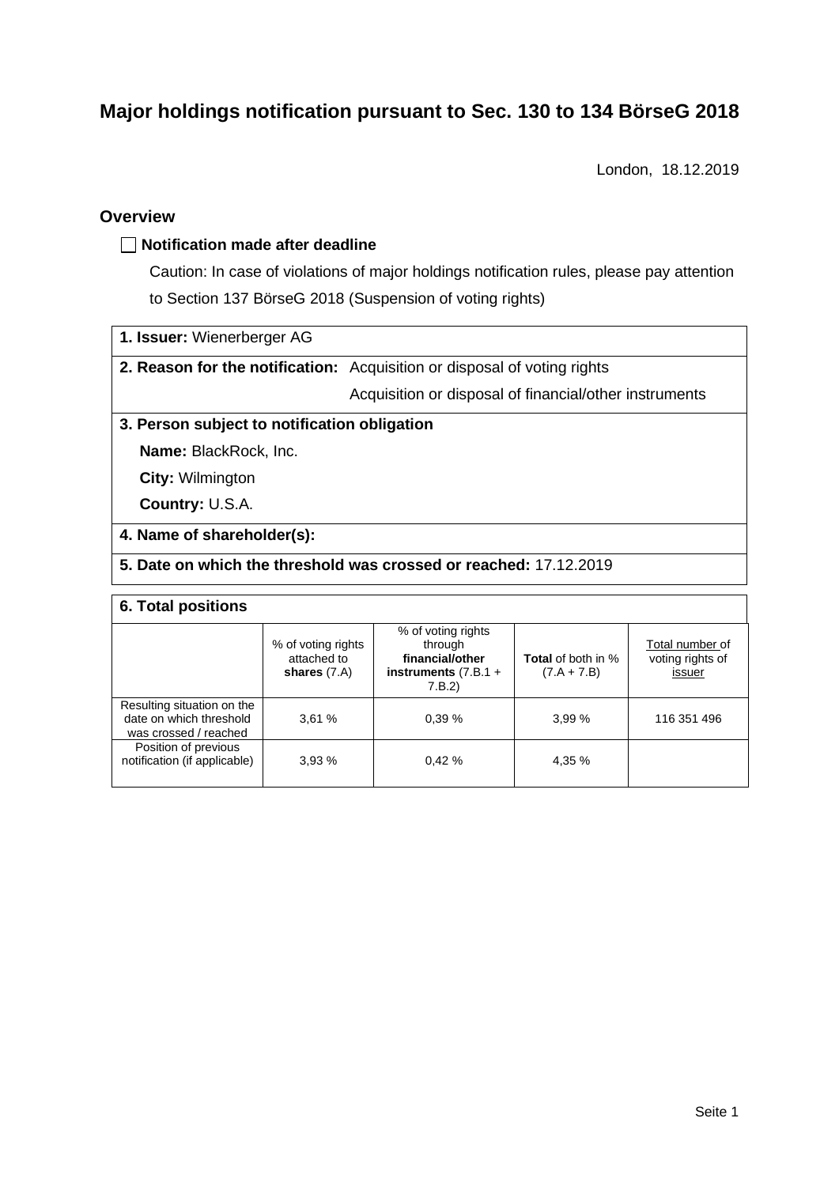# Major holdings notification pursuant to Sec. 130 to 134 BörseG 2018

London, 18.12.2019

## Overview

☐ **Notification made after deadline**

Caution: In case of violations of major holdings notification rules, please pay attention to Section 137 BörseG 2018 (Suspension of voting rights)

**1. Issuer:** Wienerberger AG

**2. Reason for the notification:** Acquisition or disposal of voting rights
Acquisition or disposal of financial/other instruments

**3. Person subject to notification obligation**

**Name:** BlackRock, Inc.

**City:** Wilmington

**Country:** U.S.A.

**4. Name of shareholder(s):**

**5. Date on which the threshold was crossed or reached:** 17.12.2019

**6. Total positions**

| | % of voting rights attached to **shares** (7.A) | % of voting rights through **financial/other instruments** (7.B.1 + 7.B.2) | **Total** of both in % (7.A + 7.B) | Total number of voting rights of issuer |
|---|---|---|---|---|
| Resulting situation on the date on which threshold was crossed / reached | 3,61 % | 0,39 % | 3,99 % | 116 351 496 |
| Position of previous notification (if applicable) | 3,93 % | 0,42 % | 4,35 % | |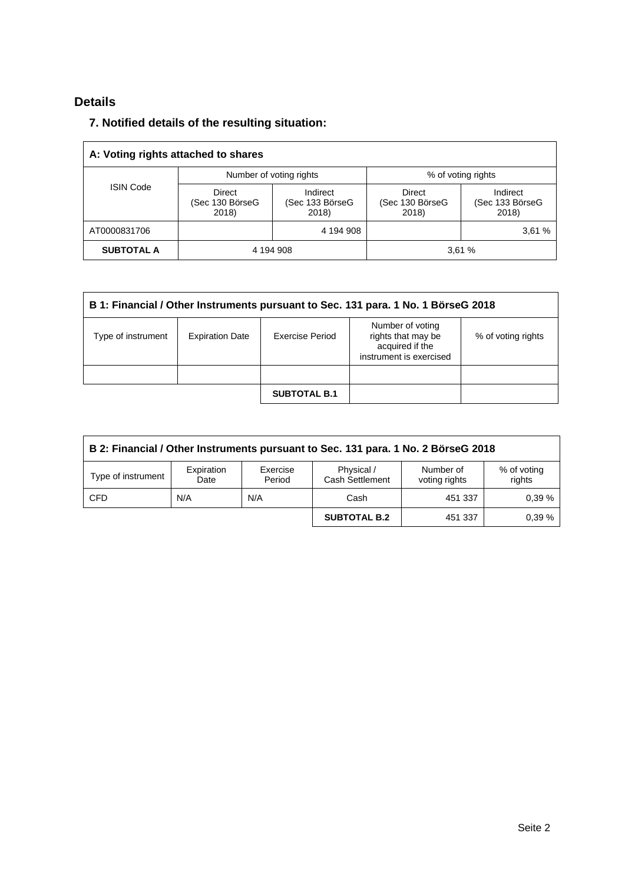## Details

### 7. Notified details of the resulting situation:

| A: Voting rights attached to shares | | | | |
|---|---|---|---|---|
| ISIN Code | Number of voting rights | | % of voting rights | |
| | Direct (Sec 130 BörseG 2018) | Indirect (Sec 133 BörseG 2018) | Direct (Sec 130 BörseG 2018) | Indirect (Sec 133 BörseG 2018) |
| AT0000831706 | | 4 194 908 | | 3,61 % |
| **SUBTOTAL A** | 4 194 908 | | 3,61 % | |

| B 1: Financial / Other Instruments pursuant to Sec. 131 para. 1 No. 1 BörseG 2018 | | | | |
|---|---|---|---|---|
| Type of instrument | Expiration Date | Exercise Period | Number of voting rights that may be acquired if the instrument is exercised | % of voting rights |
| | | | | |
| | | **SUBTOTAL B.1** | | |

| B 2: Financial / Other Instruments pursuant to Sec. 131 para. 1 No. 2 BörseG 2018 | | | | | |
|---|---|---|---|---|---|
| Type of instrument | Expiration Date | Exercise Period | Physical / Cash Settlement | Number of voting rights | % of voting rights |
| CFD | N/A | N/A | Cash | 451 337 | 0,39 % |
| | | | **SUBTOTAL B.2** | 451 337 | 0,39 % |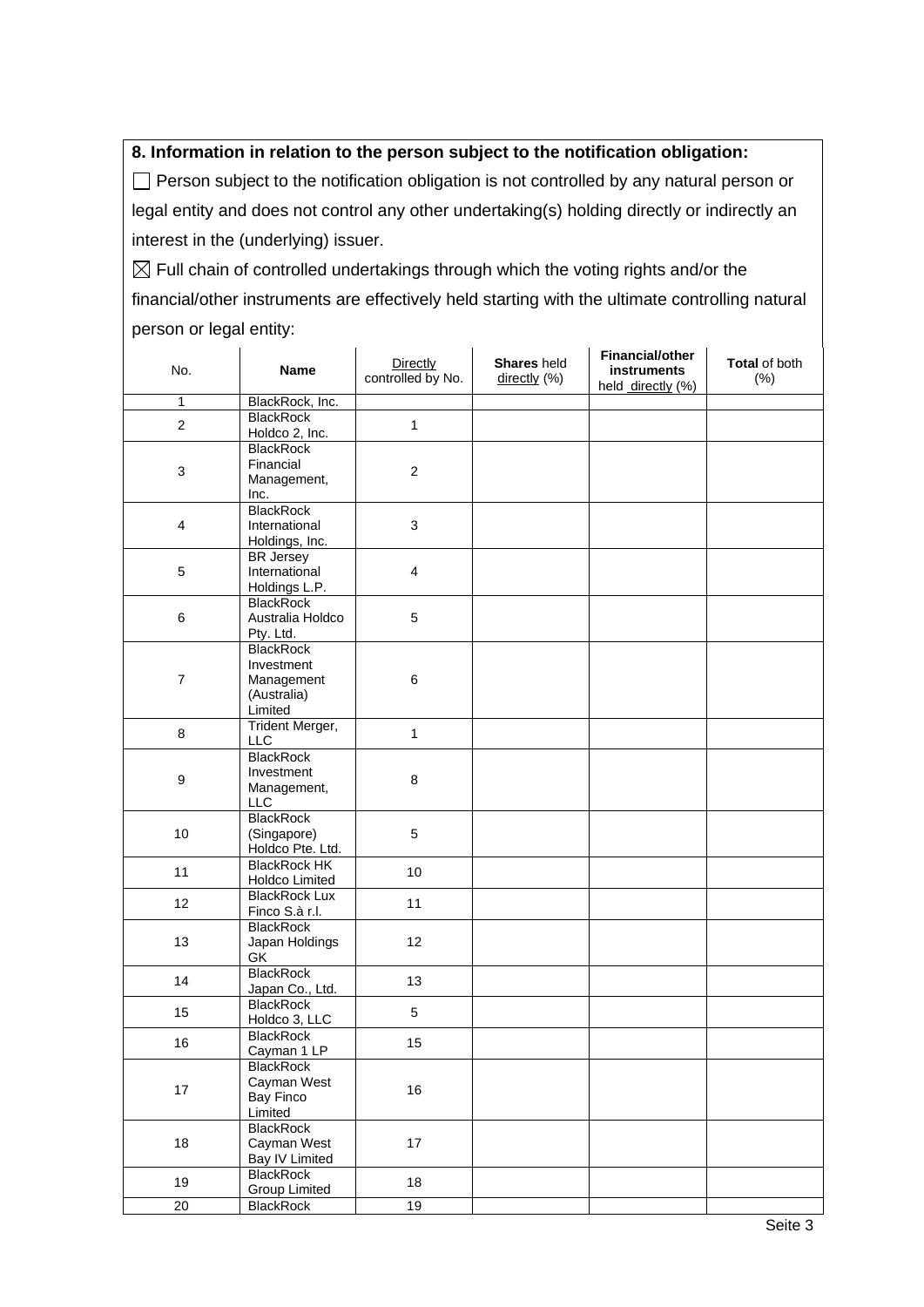**8. Information in relation to the person subject to the notification obligation:**

☐ Person subject to the notification obligation is not controlled by any natural person or legal entity and does not control any other undertaking(s) holding directly or indirectly an interest in the (underlying) issuer.

☒ Full chain of controlled undertakings through which the voting rights and/or the financial/other instruments are effectively held starting with the ultimate controlling natural person or legal entity:

| No. | Name | Directly controlled by No. | **Shares** held directly (%) | **Financial/other instruments** held directly (%) | **Total** of both (%) |
|---|---|---|---|---|---|
| 1 | BlackRock, Inc. | | | | |
| 2 | BlackRock Holdco 2, Inc. | 1 | | | |
| 3 | BlackRock Financial Management, Inc. | 2 | | | |
| 4 | BlackRock International Holdings, Inc. | 3 | | | |
| 5 | BR Jersey International Holdings L.P. | 4 | | | |
| 6 | BlackRock Australia Holdco Pty. Ltd. | 5 | | | |
| 7 | BlackRock Investment Management (Australia) Limited | 6 | | | |
| 8 | Trident Merger, LLC | 1 | | | |
| 9 | BlackRock Investment Management, LLC | 8 | | | |
| 10 | BlackRock (Singapore) Holdco Pte. Ltd. | 5 | | | |
| 11 | BlackRock HK Holdco Limited | 10 | | | |
| 12 | BlackRock Lux Finco S.à r.l. | 11 | | | |
| 13 | BlackRock Japan Holdings GK | 12 | | | |
| 14 | BlackRock Japan Co., Ltd. | 13 | | | |
| 15 | BlackRock Holdco 3, LLC | 5 | | | |
| 16 | BlackRock Cayman 1 LP | 15 | | | |
| 17 | BlackRock Cayman West Bay Finco Limited | 16 | | | |
| 18 | BlackRock Cayman West Bay IV Limited | 17 | | | |
| 19 | BlackRock Group Limited | 18 | | | |
| 20 | BlackRock | 19 | | | |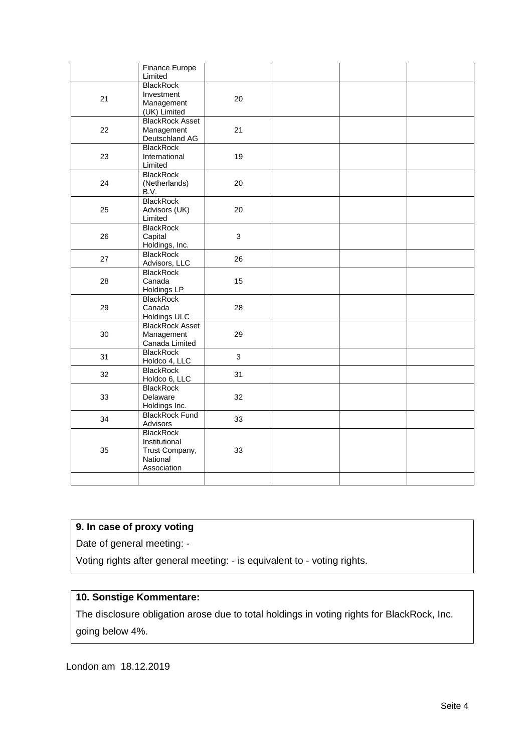| | | | | | |
|---|---|---|---|---|---|
| | Finance Europe Limited | | | | |
| 21 | BlackRock Investment Management (UK) Limited | 20 | | | |
| 22 | BlackRock Asset Management Deutschland AG | 21 | | | |
| 23 | BlackRock International Limited | 19 | | | |
| 24 | BlackRock (Netherlands) B.V. | 20 | | | |
| 25 | BlackRock Advisors (UK) Limited | 20 | | | |
| 26 | BlackRock Capital Holdings, Inc. | 3 | | | |
| 27 | BlackRock Advisors, LLC | 26 | | | |
| 28 | BlackRock Canada Holdings LP | 15 | | | |
| 29 | BlackRock Canada Holdings ULC | 28 | | | |
| 30 | BlackRock Asset Management Canada Limited | 29 | | | |
| 31 | BlackRock Holdco 4, LLC | 3 | | | |
| 32 | BlackRock Holdco 6, LLC | 31 | | | |
| 33 | BlackRock Delaware Holdings Inc. | 32 | | | |
| 34 | BlackRock Fund Advisors | 33 | | | |
| 35 | BlackRock Institutional Trust Company, National Association | 33 | | | |
| | | | | | |

**9. In case of proxy voting**

Date of general meeting: -

Voting rights after general meeting: - is equivalent to - voting rights.

**10. Sonstige Kommentare:**

The disclosure obligation arose due to total holdings in voting rights for BlackRock, Inc. going below 4%.

London am 18.12.2019